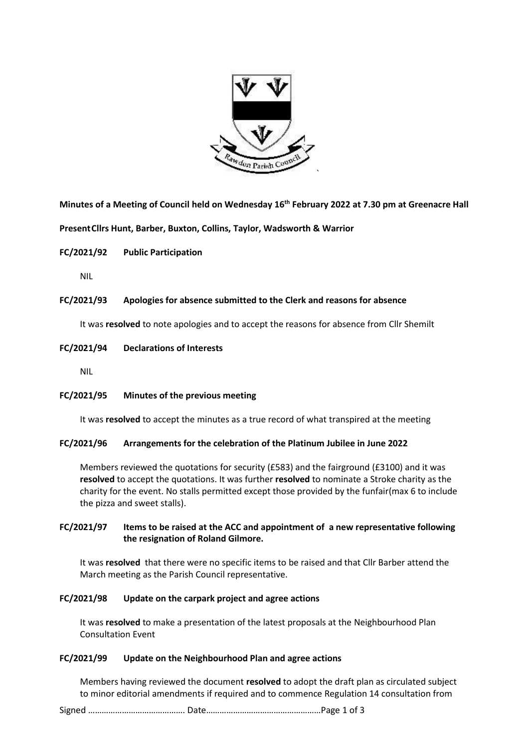**Minutes of a Meeting of Council held on Wednesday 16th February 2022 at 7.30 pm at Greenacre Hall**

**Present Cllrs Hunt, Barber, Buxton, Collins, Taylor, Wadsworth & Warrior**

**FC/2021/92 Public Participation**

NIL

**FC/2021/93 Apologies for absence submitted to the Clerk and reasons for absence**

It was **resolved** to note apologies and to accept the reasons for absence from Cllr Shemilt

**FC/2021/94 Declarations of Interests**

NIL

**FC/2021/95 Minutes of the previous meeting**

It was **resolved** to accept the minutes as a true record of what transpired at the meeting

**FC/2021/96 Arrangements for the celebration of the Platinum Jubilee in June 2022**

Members reviewed the quotations for security (£583) and the fairground (£3100) and it was **resolved** to accept the quotations. It was further **resolved** to nominate a Stroke charity as the charity for the event. No stalls permitted except those provided by the funfair(max 6 to include the pizza and sweet stalls).

**FC/2021/97 Items to be raised at the ACC and appointment of a new representative following the resignation of Roland Gilmore.**

It was **resolved** that there were no specific items to be raised and that Cllr Barber attend the March meeting as the Parish Council representative.

**FC/2021/98 Update on the carpark project and agree actions**

It was **resolved** to make a presentation of the latest proposals at the Neighbourhood Plan Consultation Event

**FC/2021/99 Update on the Neighbourhood Plan and agree actions**

Members having reviewed the document **resolved** to adopt the draft plan as circulated subject to minor editorial amendments if required and to commence Regulation 14 consultation from

Signed …………………………………… Date……………………………………………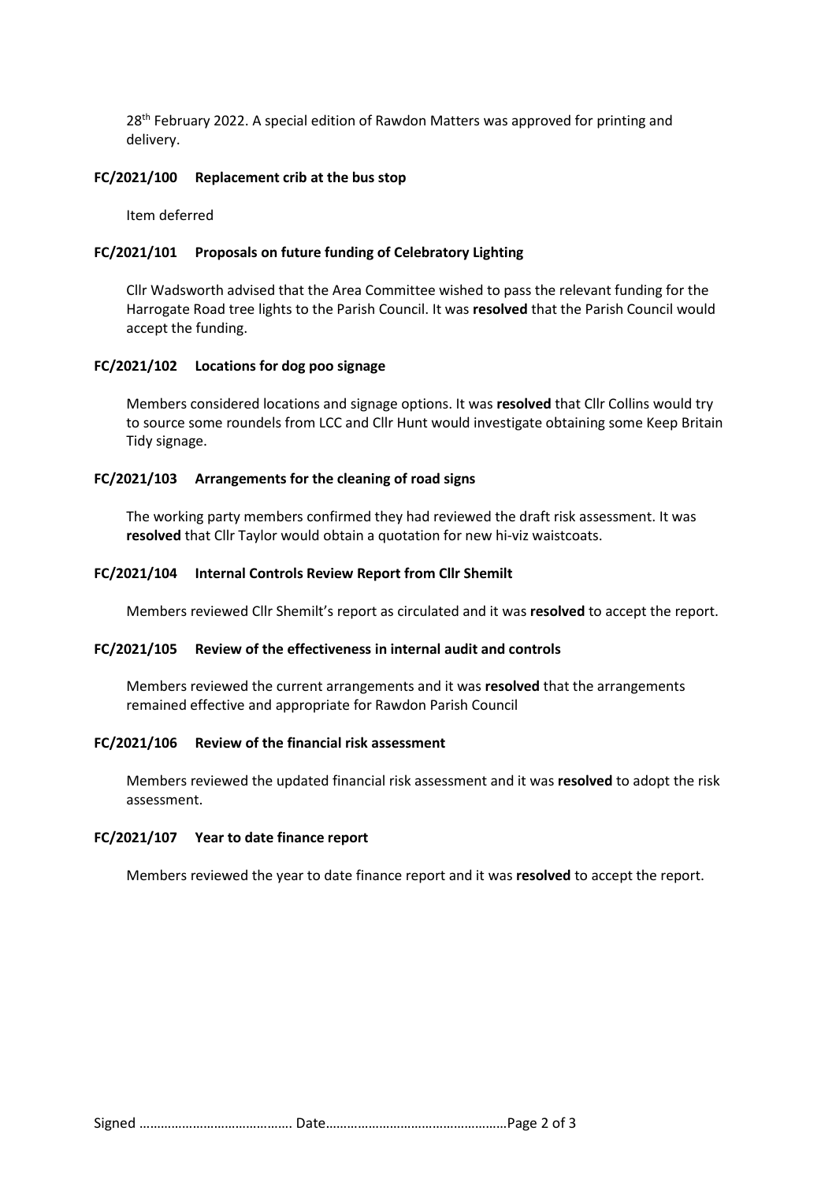28th February 2022. A special edition of Rawdon Matters was approved for printing and delivery.

**FC/2021/100 Replacement crib at the bus stop**

Item deferred

**FC/2021/101 Proposals on future funding of Celebratory Lighting**

Cllr Wadsworth advised that the Area Committee wished to pass the relevant funding for the Harrogate Road tree lights to the Parish Council. It was **resolved** that the Parish Council would accept the funding.

**FC/2021/102 Locations for dog poo signage**

Members considered locations and signage options. It was **resolved** that Cllr Collins would try to source some roundels from LCC and Cllr Hunt would investigate obtaining some Keep Britain Tidy signage.

**FC/2021/103 Arrangements for the cleaning of road signs**

The working party members confirmed they had reviewed the draft risk assessment. It was **resolved** that Cllr Taylor would obtain a quotation for new hi-viz waistcoats.

**FC/2021/104 Internal Controls Review Report from Cllr Shemilt**

Members reviewed Cllr Shemilt's report as circulated and it was **resolved** to accept the report.

**FC/2021/105 Review of the effectiveness in internal audit and controls**

Members reviewed the current arrangements and it was **resolved** that the arrangements remained effective and appropriate for Rawdon Parish Council

**FC/2021/106 Review of the financial risk assessment**

Members reviewed the updated financial risk assessment and it was **resolved** to adopt the risk assessment.

**FC/2021/107 Year to date finance report**

Members reviewed the year to date finance report and it was **resolved** to accept the report.

Signed ……………………………………. Date……………………………………………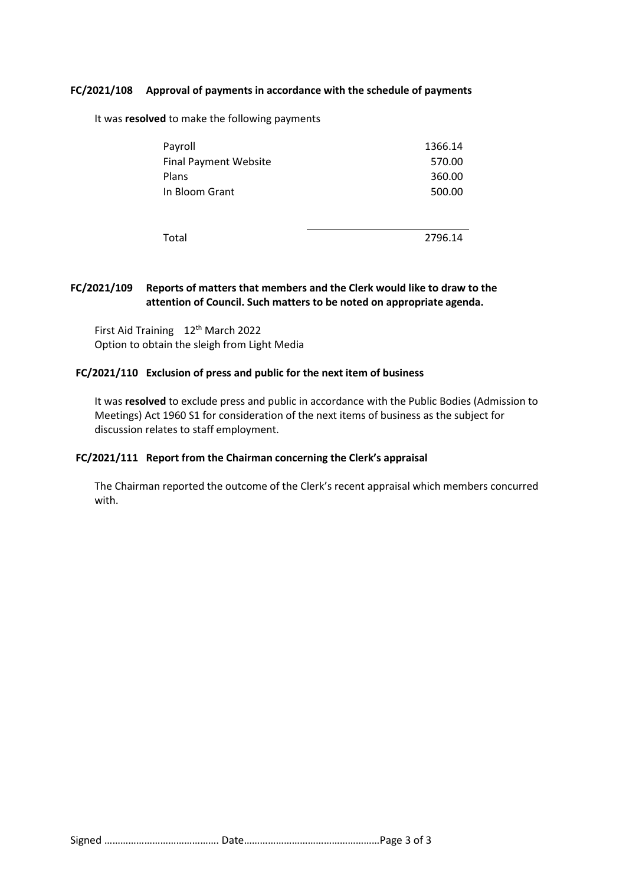**FC/2021/108 Approval of payments in accordance with the schedule of payments**

It was **resolved** to make the following payments

| | |
|---|---|
| Payroll | 1366.14 |
| Final Payment Website | 570.00 |
| Plans | 360.00 |
| In Bloom Grant | 500.00 |
| Total | 2796.14 |

**FC/2021/109 Reports of matters that members and the Clerk would like to draw to the attention of Council. Such matters to be noted on appropriate agenda.**

First Aid Training 12th March 2022
Option to obtain the sleigh from Light Media

**FC/2021/110 Exclusion of press and public for the next item of business**

It was **resolved** to exclude press and public in accordance with the Public Bodies (Admission to Meetings) Act 1960 S1 for consideration of the next items of business as the subject for discussion relates to staff employment.

**FC/2021/111 Report from the Chairman concerning the Clerk's appraisal**

The Chairman reported the outcome of the Clerk's recent appraisal which members concurred with.

Signed ……………………………………. Date……………………………………………